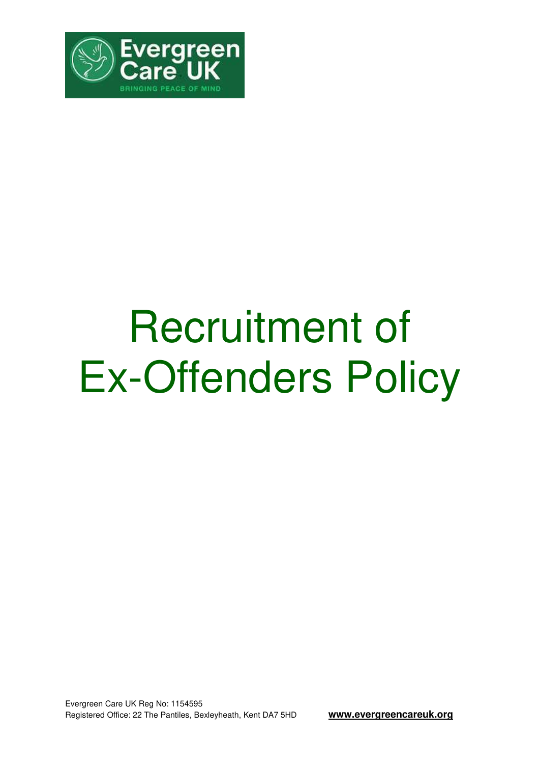Evergreen Care UK

BRINGING PEACE OF MIND

# Recruitment of Ex-Offenders Policy

Evergreen Care UK Reg No: 1154595
Registered Office: 22 The Pantiles, Bexleyheath, Kent DA7 5HD **www.evergreencareuk.org**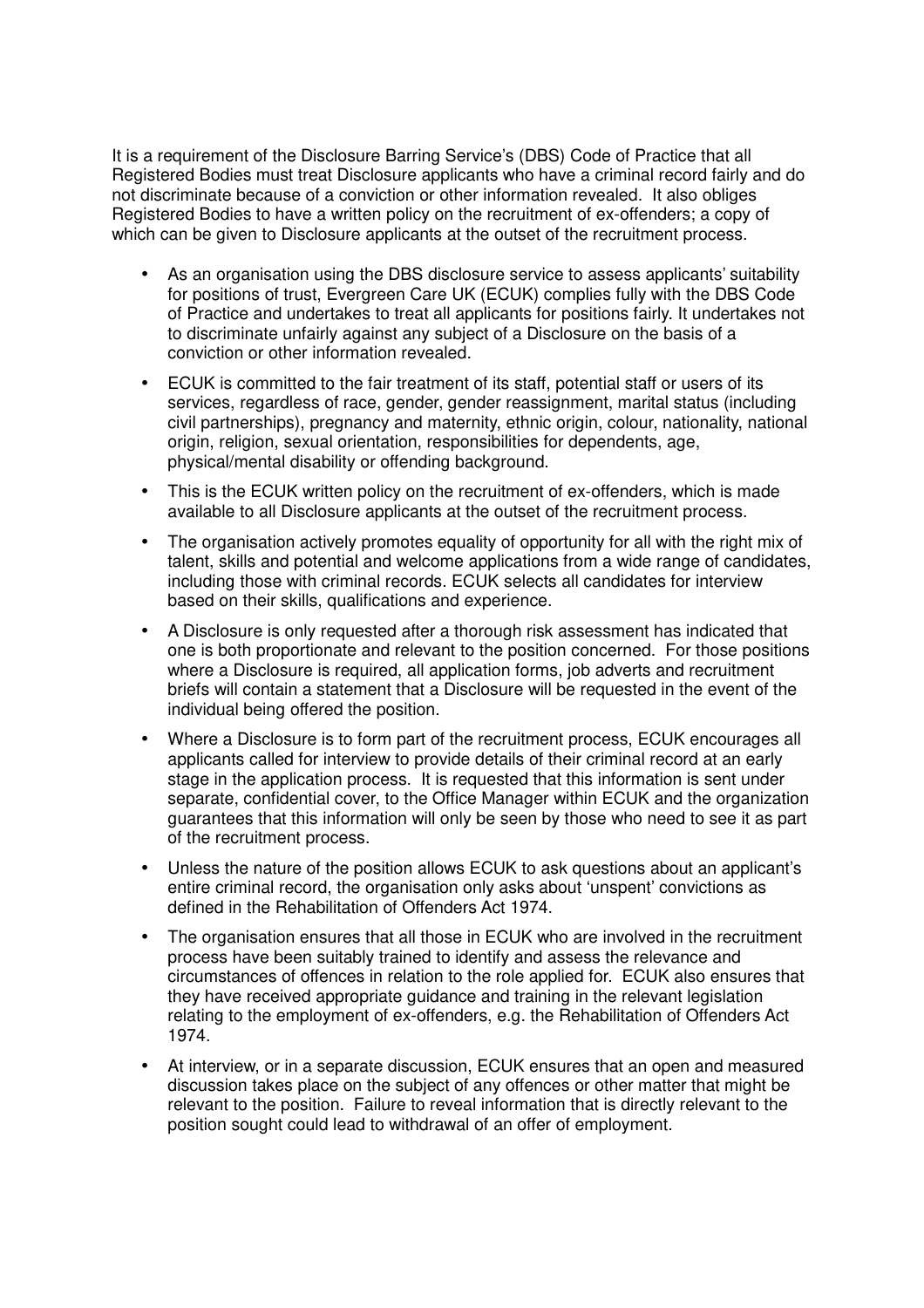It is a requirement of the Disclosure Barring Service's (DBS) Code of Practice that all Registered Bodies must treat Disclosure applicants who have a criminal record fairly and do not discriminate because of a conviction or other information revealed. It also obliges Registered Bodies to have a written policy on the recruitment of ex-offenders; a copy of which can be given to Disclosure applicants at the outset of the recruitment process.

- As an organisation using the DBS disclosure service to assess applicants' suitability for positions of trust, Evergreen Care UK (ECUK) complies fully with the DBS Code of Practice and undertakes to treat all applicants for positions fairly. It undertakes not to discriminate unfairly against any subject of a Disclosure on the basis of a conviction or other information revealed.
- ECUK is committed to the fair treatment of its staff, potential staff or users of its services, regardless of race, gender, gender reassignment, marital status (including civil partnerships), pregnancy and maternity, ethnic origin, colour, nationality, national origin, religion, sexual orientation, responsibilities for dependents, age, physical/mental disability or offending background.
- This is the ECUK written policy on the recruitment of ex-offenders, which is made available to all Disclosure applicants at the outset of the recruitment process.
- The organisation actively promotes equality of opportunity for all with the right mix of talent, skills and potential and welcome applications from a wide range of candidates, including those with criminal records. ECUK selects all candidates for interview based on their skills, qualifications and experience.
- A Disclosure is only requested after a thorough risk assessment has indicated that one is both proportionate and relevant to the position concerned. For those positions where a Disclosure is required, all application forms, job adverts and recruitment briefs will contain a statement that a Disclosure will be requested in the event of the individual being offered the position.
- Where a Disclosure is to form part of the recruitment process, ECUK encourages all applicants called for interview to provide details of their criminal record at an early stage in the application process. It is requested that this information is sent under separate, confidential cover, to the Office Manager within ECUK and the organization guarantees that this information will only be seen by those who need to see it as part of the recruitment process.
- Unless the nature of the position allows ECUK to ask questions about an applicant's entire criminal record, the organisation only asks about 'unspent' convictions as defined in the Rehabilitation of Offenders Act 1974.
- The organisation ensures that all those in ECUK who are involved in the recruitment process have been suitably trained to identify and assess the relevance and circumstances of offences in relation to the role applied for. ECUK also ensures that they have received appropriate guidance and training in the relevant legislation relating to the employment of ex-offenders, e.g. the Rehabilitation of Offenders Act 1974.
- At interview, or in a separate discussion, ECUK ensures that an open and measured discussion takes place on the subject of any offences or other matter that might be relevant to the position. Failure to reveal information that is directly relevant to the position sought could lead to withdrawal of an offer of employment.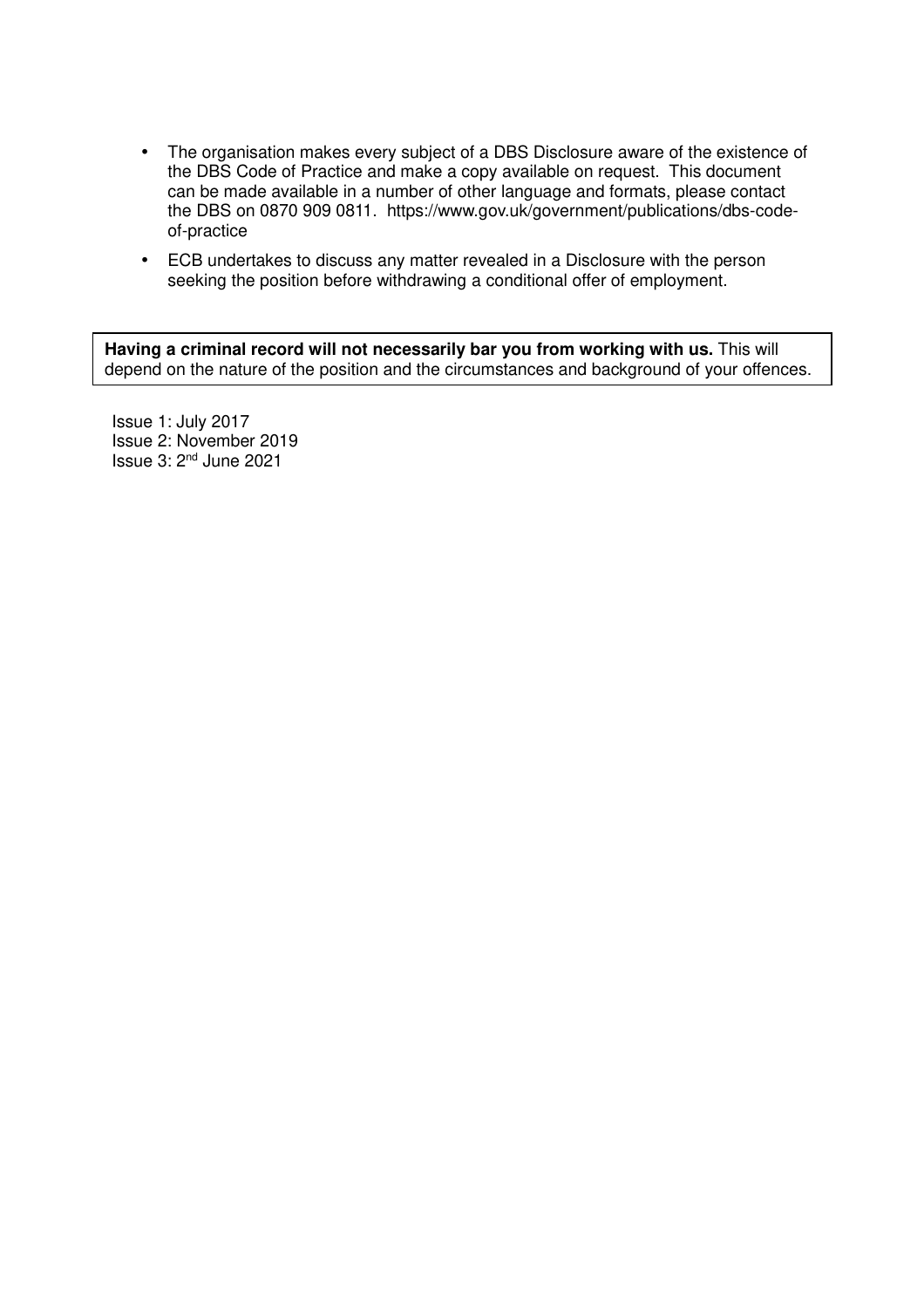- The organisation makes every subject of a DBS Disclosure aware of the existence of the DBS Code of Practice and make a copy available on request. This document can be made available in a number of other language and formats, please contact the DBS on 0870 909 0811. https://www.gov.uk/government/publications/dbs-code-of-practice
- ECB undertakes to discuss any matter revealed in a Disclosure with the person seeking the position before withdrawing a conditional offer of employment.

**Having a criminal record will not necessarily bar you from working with us.** This will depend on the nature of the position and the circumstances and background of your offences.

Issue 1: July 2017
Issue 2: November 2019
Issue 3: 2nd June 2021